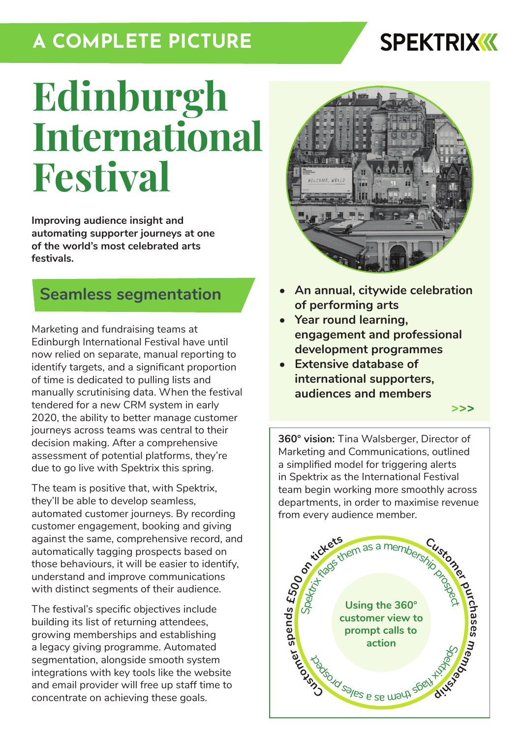# A COMPLETE PICTURE

SPEKTRIX

# Edinburgh International Festival

**Improving audience insight and automating supporter journeys at one of the world's most celebrated arts festivals.**

## Seamless segmentation

Marketing and fundraising teams at Edinburgh International Festival have until now relied on separate, manual reporting to identify targets, and a significant proportion of time is dedicated to pulling lists and manually scrutinising data. When the festival tendered for a new CRM system in early 2020, the ability to better manage customer journeys across teams was central to their decision making. After a comprehensive assessment of potential platforms, they're due to go live with Spektrix this spring.

The team is positive that, with Spektrix, they'll be able to develop seamless, automated customer journeys. By recording customer engagement, booking and giving against the same, comprehensive record, and automatically tagging prospects based on those behaviours, it will be easier to identify, understand and improve communications with distinct segments of their audience.

The festival's specific objectives include building its list of returning attendees, growing memberships and establishing a legacy giving programme. Automated segmentation, alongside smooth system integrations with key tools like the website and email provider will free up staff time to concentrate on achieving these goals.

- **An annual, citywide celebration of performing arts**
- **Year round learning, engagement and professional development programmes**
- **Extensive database of international supporters, audiences and members**

>>>

**360° vision:** Tina Walsberger, Director of Marketing and Communications, outlined a simplified model for triggering alerts in Spektrix as the International Festival team begin working more smoothly across departments, in order to maximise revenue from every audience member.

**Using the 360° customer view to prompt calls to action**

- **Customer spends £500 on tickets** → Spektrix flags them as a membership prospect
- **Customer purchases membership** → Spektrix flags them as a sales prospect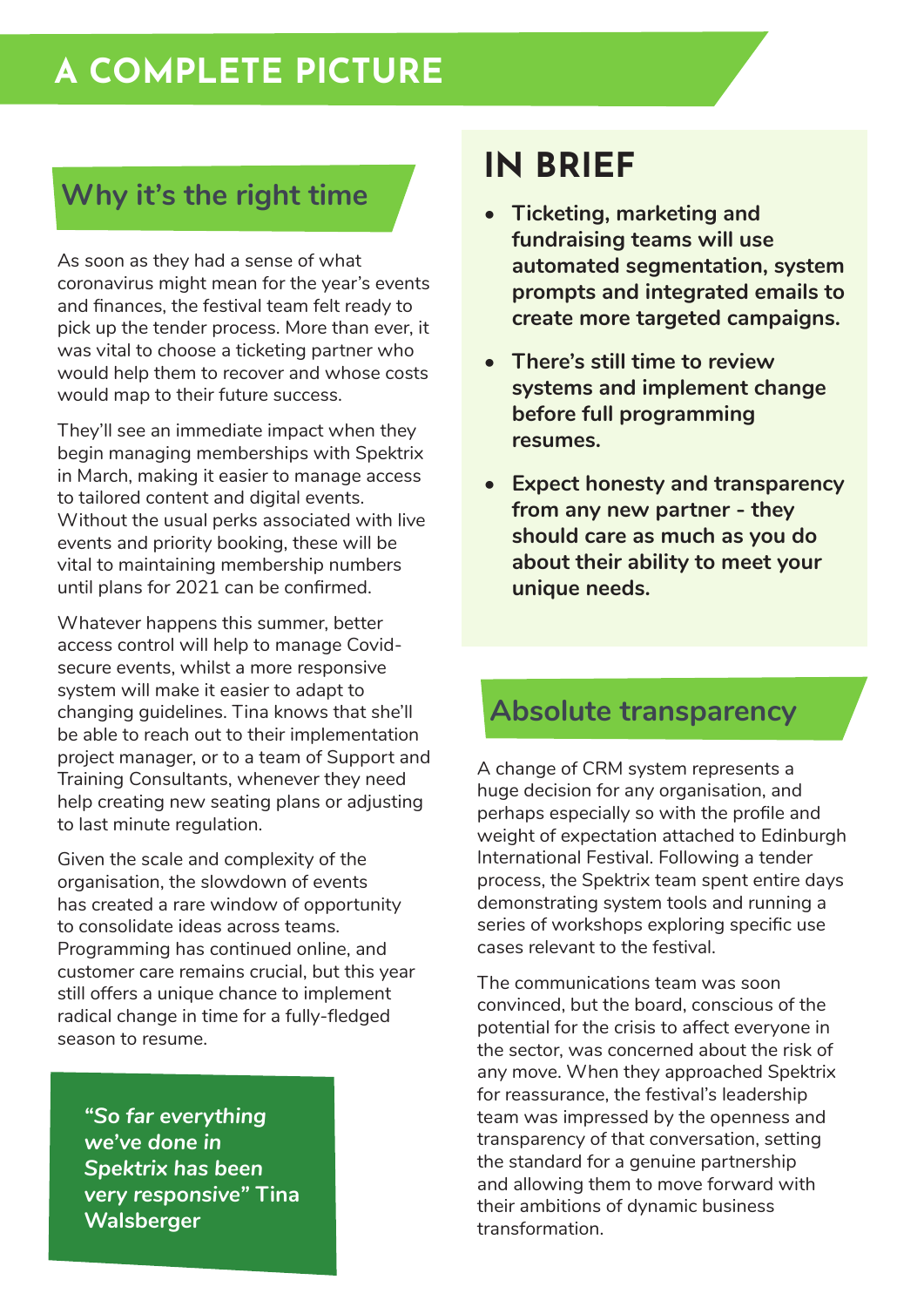# A COMPLETE PICTURE

## Why it's the right time

As soon as they had a sense of what coronavirus might mean for the year's events and finances, the festival team felt ready to pick up the tender process. More than ever, it was vital to choose a ticketing partner who would help them to recover and whose costs would map to their future success.

They'll see an immediate impact when they begin managing memberships with Spektrix in March, making it easier to manage access to tailored content and digital events. Without the usual perks associated with live events and priority booking, these will be vital to maintaining membership numbers until plans for 2021 can be confirmed.

Whatever happens this summer, better access control will help to manage Covid-secure events, whilst a more responsive system will make it easier to adapt to changing guidelines. Tina knows that she'll be able to reach out to their implementation project manager, or to a team of Support and Training Consultants, whenever they need help creating new seating plans or adjusting to last minute regulation.

Given the scale and complexity of the organisation, the slowdown of events has created a rare window of opportunity to consolidate ideas across teams. Programming has continued online, and customer care remains crucial, but this year still offers a unique chance to implement radical change in time for a fully-fledged season to resume.

***"So far everything we've done in Spektrix has been very responsive"* Tina Walsberger**

## IN BRIEF

- **Ticketing, marketing and fundraising teams will use automated segmentation, system prompts and integrated emails to create more targeted campaigns.**
- **There's still time to review systems and implement change before full programming resumes.**
- **Expect honesty and transparency from any new partner - they should care as much as you do about their ability to meet your unique needs.**

## Absolute transparency

A change of CRM system represents a huge decision for any organisation, and perhaps especially so with the profile and weight of expectation attached to Edinburgh International Festival. Following a tender process, the Spektrix team spent entire days demonstrating system tools and running a series of workshops exploring specific use cases relevant to the festival.

The communications team was soon convinced, but the board, conscious of the potential for the crisis to affect everyone in the sector, was concerned about the risk of any move. When they approached Spektrix for reassurance, the festival's leadership team was impressed by the openness and transparency of that conversation, setting the standard for a genuine partnership and allowing them to move forward with their ambitions of dynamic business transformation.